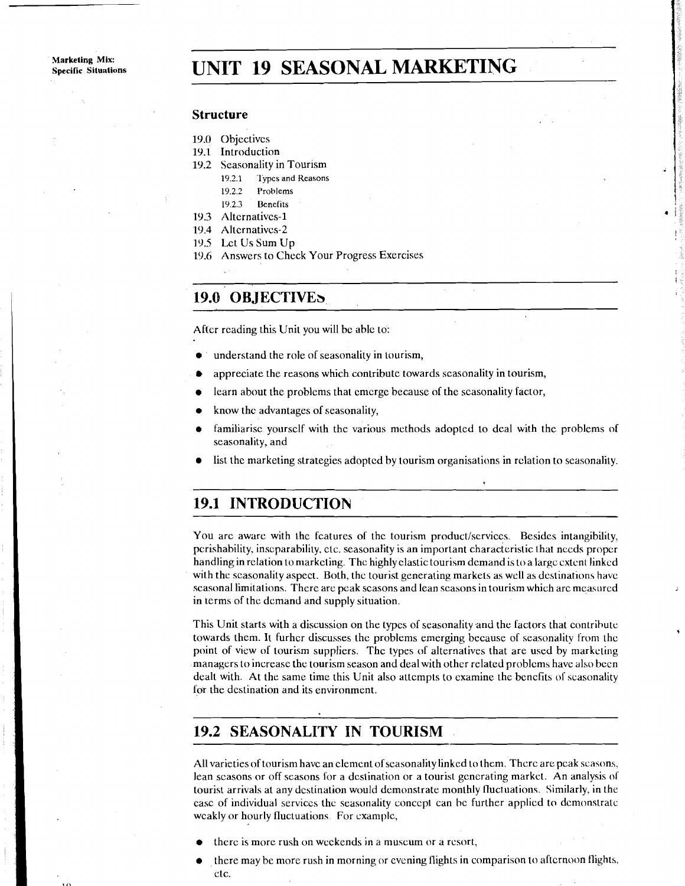# UNIT 19 SEASONAL MARKETING

## Structure

19.0 Objectives
19.1 Introduction
19.2 Seasonality in Tourism
  19.2.1 Types and Reasons
  19.2.2 Problems
  19.2.3 Benefits
19.3 Alternatives-1
19.4 Alternatives-2
19.5 Let Us Sum Up
19.6 Answers to Check Your Progress Exercises

## 19.0 OBJECTIVES

After reading this Unit you will be able to:

- understand the role of seasonality in tourism,
- appreciate the reasons which contribute towards seasonality in tourism,
- learn about the problems that emerge because of the seasonality factor,
- know the advantages of seasonality,
- familiarise yourself with the various methods adopted to deal with the problems of seasonality, and
- list the marketing strategies adopted by tourism organisations in relation to seasonality.

## 19.1 INTRODUCTION

You are aware with the features of the tourism product/services. Besides intangibility, perishability, inseparability, etc. seasonality is an important characteristic that needs proper handling in relation to marketing. The highly elastic tourism demand is to a large extent linked with the seasonality aspect. Both, the tourist generating markets as well as destinations have seasonal limitations. There are peak seasons and lean seasons in tourism which are measured in terms of the demand and supply situation.

This Unit starts with a discussion on the types of seasonality and the factors that contribute towards them. It furher discusses the problems emerging because of seasonality from the point of view of tourism suppliers. The types of alternatives that are used by marketing managers to increase the tourism season and deal with other related problems have also been dealt with. At the same time this Unit also attempts to examine the benefits of seasonality for the destination and its environment.

## 19.2 SEASONALITY IN TOURISM

All varieties of tourism have an element of seasonality linked to them. There are peak seasons, lean seasons or off seasons for a destination or a tourist generating market. An analysis of tourist arrivals at any destination would demonstrate monthly fluctuations. Similarly, in the case of individual services the seasonality concept can be further applied to demonstrate weakly or hourly fluctuations. For example,

- there is more rush on weekends in a museum or a resort,
- there may be more rush in morning or evening flights in comparison to afternoon flights, etc.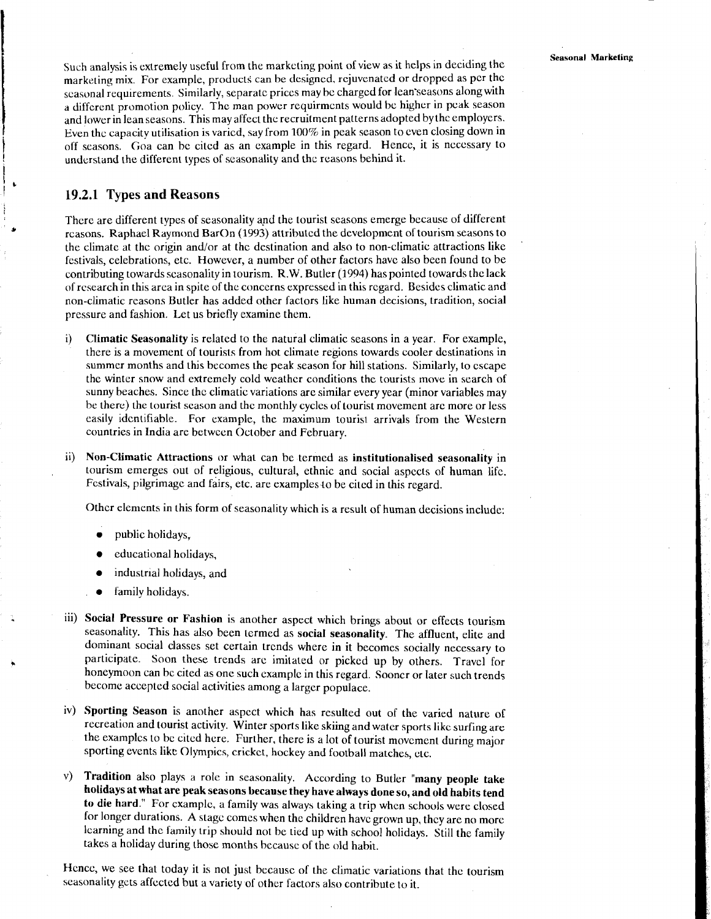Such analysis is extremely useful from the marketing point of view as it helps in deciding the marketing mix. For example, products can be designed, rejuvenated or dropped as per the seasonal requirements. Similarly, separate prices may be charged for lean seasons along with a different promotion policy. The man power requirments would be higher in peak season and lower in lean seasons. This may affect the recruitment patterns adopted by the employers. Even the capacity utilisation is varied, say from 100% in peak season to even closing down in off seasons. Goa can be cited as an example in this regard. Hence, it is necessary to understand the different types of seasonality and the reasons behind it.

### 19.2.1 Types and Reasons

There are different types of seasonality and the tourist seasons emerge because of different reasons. Raphael Raymond BarOn (1993) attributed the development of tourism seasons to the climate at the origin and/or at the destination and also to non-climatic attractions like festivals, celebrations, etc. However, a number of other factors have also been found to be contributing towards seasonality in tourism. R.W. Butler (1994) has pointed towards the lack of research in this area in spite of the concerns expressed in this regard. Besides climatic and non-climatic reasons Butler has added other factors like human decisions, tradition, social pressure and fashion. Let us briefly examine them.

i) **Climatic Seasonality** is related to the natural climatic seasons in a year. For example, there is a movement of tourists from hot climate regions towards cooler destinations in summer months and this becomes the peak season for hill stations. Similarly, to escape the winter snow and extremely cold weather conditions the tourists move in search of sunny beaches. Since the climatic variations are similar every year (minor variables may be there) the tourist season and the monthly cycles of tourist movement are more or less easily identifiable. For example, the maximum tourist arrivals from the Western countries in India are between October and February.

ii) **Non-Climatic Attractions** or what can be termed as **institutionalised seasonality** in tourism emerges out of religious, cultural, ethnic and social aspects of human life. Festivals, pilgrimage and fairs, etc. are examples to be cited in this regard.

   Other elements in this form of seasonality which is a result of human decisions include:

   - public holidays,
   - educational holidays,
   - industrial holidays, and
   - family holidays.

iii) **Social Pressure or Fashion** is another aspect which brings about or effects tourism seasonality. This has also been termed as **social seasonality**. The affluent, elite and dominant social classes set certain trends where in it becomes socially necessary to participate. Soon these trends are imitated or picked up by others. Travel for honeymoon can be cited as one such example in this regard. Sooner or later such trends become accepted social activities among a larger populace.

iv) **Sporting Season** is another aspect which has resulted out of the varied nature of recreation and tourist activity. Winter sports like skiing and water sports like surfing are the examples to be cited here. Further, there is a lot of tourist movement during major sporting events like Olympics, cricket, hockey and football matches, etc.

v) **Tradition** also plays a role in seasonality. According to Butler "**many people take holidays at what are peak seasons because they have always done so, and old habits tend to die hard**." For example, a family was always taking a trip when schools were closed for longer durations. A stage comes when the children have grown up, they are no more learning and the family trip should not be tied up with school holidays. Still the family takes a holiday during those months because of the old habit.

Hence, we see that today it is not just because of the climatic variations that the tourism seasonality gets affected but a variety of other factors also contribute to it.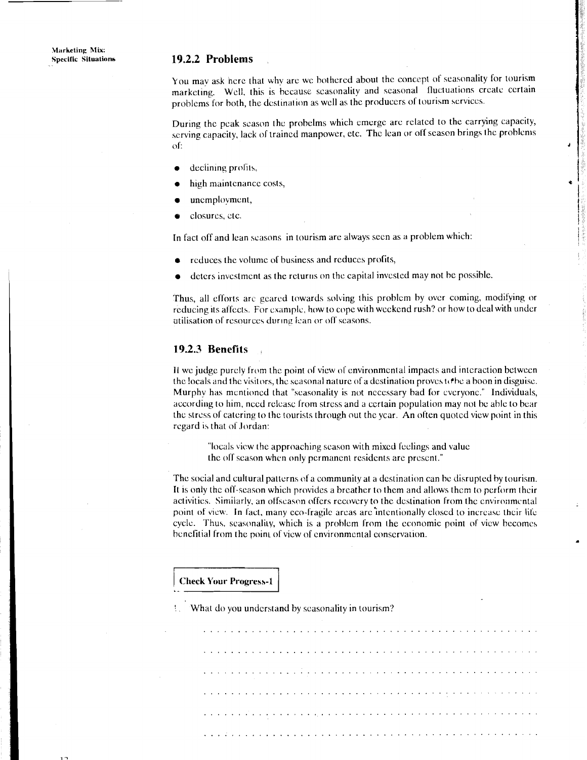### 19.2.2 Problems

You may ask here that why are we bothered about the concept of seasonality for tourism marketing. Well, this is because seasonality and seasonal fluctuations create certain problems for both, the destination as well as the producers of tourism services.

During the peak season the probelms which emerge are related to the carrying capacity, serving capacity, lack of trained manpower, etc. The lean or off season brings the problems of:

- declining profits,
- high maintenance costs,
- unemployment,
- closures, etc.

In fact off and lean seasons in tourism are always seen as a problem which:

- reduces the volume of business and reduces profits,
- deters investment as the returns on the capital invested may not be possible.

Thus, all efforts are geared towards solving this problem by over coming, modifying or reducing its affects. For example, how to cope with weekend rush? or how to deal with under utilisation of resources during lean or off seasons.

### 19.2.3 Benefits

If we judge purely from the point of view of environmental impacts and interaction between the locals and the visitors, the seasonal nature of a destination proves to be a boon in disguise. Murphy has mentioned that "seasonality is not necessary bad for everyone." Individuals, according to him, need release from stress and a certain population may not be able to bear the stress of catering to the tourists through out the year. An often quoted view point in this regard is that of Jordan:

> "locals view the approaching season with mixed feelings and value the off season when only permanent residents are present."

The social and cultural patterns of a community at a destination can be disrupted by tourism. It is only the off-season which provides a breather to them and allows them to perform their activities. Similarly, an offseason offers recovery to the destination from the environmental point of view. In fact, many eco-fragile areas are intentionally closed to increase their life cycle. Thus, seasonality, which is a problem from the economic point of view becomes benefitial from the point of view of environmental conservation.

**Check Your Progress-1**

1. What do you understand by seasonality in tourism?

. . . . . . . . . . . . . . . . . . . . . . . . . . . . . . . . . . . . . . . . . . . . . . . . . .

. . . . . . . . . . . . . . . . . . . . . . . . . . . . . . . . . . . . . . . . . . . . . . . . . .

. . . . . . . . . . . . . . . . . . . . . . . . . . . . . . . . . . . . . . . . . . . . . . . . . .

. . . . . . . . . . . . . . . . . . . . . . . . . . . . . . . . . . . . . . . . . . . . . . . . . .

. . . . . . . . . . . . . . . . . . . . . . . . . . . . . . . . . . . . . . . . . . . . . . . . . .

. . . . . . . . . . . . . . . . . . . . . . . . . . . . . . . . . . . . . . . . . . . . . . . . . .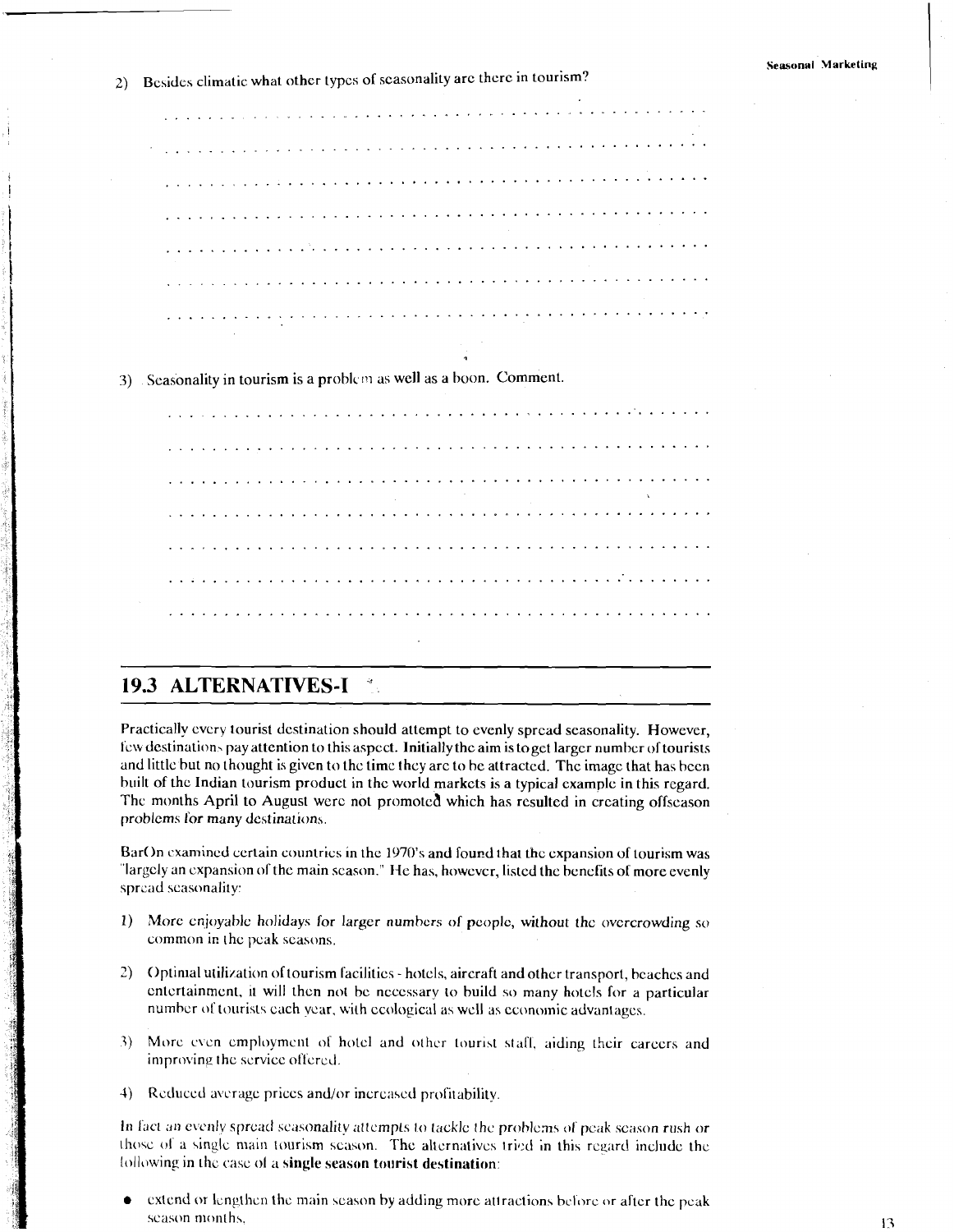2) Besides climatic what other types of seasonality are there in tourism?

3) Seasonality in tourism is a problem as well as a boon. Comment.

## 19.3 ALTERNATIVES-I

Practically every tourist destination should attempt to evenly spread seasonality. However, few destinations pay attention to this aspect. Initially the aim is to get larger number of tourists and little but no thought is given to the time they are to be attracted. The image that has been built of the Indian tourism product in the world markets is a typical example in this regard. The months April to August were not promoted which has resulted in creating offseason problems for many destinations.

BarOn examined certain countries in the 1970's and found that the expansion of tourism was "largely an expansion of the main season." He has, however, listed the benefits of more evenly spread seasonality:

1) More enjoyable holidays for larger numbers of people, without the overcrowding so common in the peak seasons.

2) Optimal utilization of tourism facilities - hotels, aircraft and other transport, beaches and entertainment, it will then not be necessary to build so many hotels for a particular number of tourists each year, with ecological as well as economic advantages.

3) More even employment of hotel and other tourist staff, aiding their careers and improving the service offered.

4) Reduced average prices and/or increased profitability.

In fact an evenly spread seasonality attempts to tackle the problems of peak season rush or those of a single main tourism season. The alternatives tried in this regard include the following in the case of a **single season tourist destination**:

- extend or lengthen the main season by adding more attractions before or after the peak season months,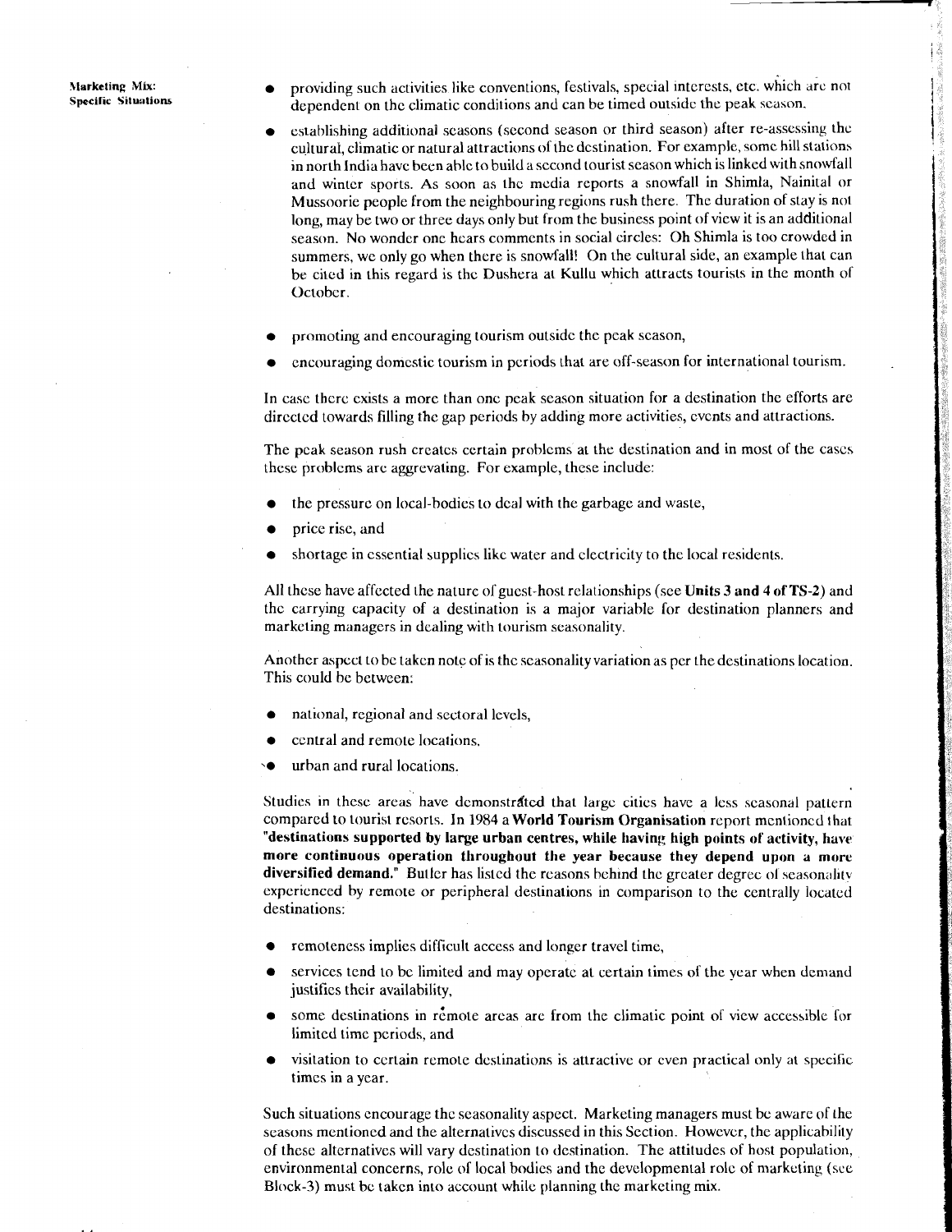- providing such activities like conventions, festivals, special interests, etc. which are not dependent on the climatic conditions and can be timed outside the peak season.
- establishing additional seasons (second season or third season) after re-assessing the cultural, climatic or natural attractions of the destination. For example, some hill stations in north India have been able to build a second tourist season which is linked with snowfall and winter sports. As soon as the media reports a snowfall in Shimla, Nainital or Mussoorie people from the neighbouring regions rush there. The duration of stay is not long, may be two or three days only but from the business point of view it is an additional season. No wonder one hears comments in social circles: Oh Shimla is too crowded in summers, we only go when there is snowfall! On the cultural side, an example that can be cited in this regard is the Dushera at Kullu which attracts tourists in the month of October.
- promoting and encouraging tourism outside the peak season,
- encouraging domestic tourism in periods that are off-season for international tourism.

In case there exists a more than one peak season situation for a destination the efforts are directed towards filling the gap periods by adding more activities, events and attractions.

The peak season rush creates certain problems at the destination and in most of the cases these problems are aggrevating. For example, these include:

- the pressure on local-bodies to deal with the garbage and waste,
- price rise, and
- shortage in essential supplies like water and electricity to the local residents.

All these have affected the nature of guest-host relationships (see **Units 3 and 4 of TS-2**) and the carrying capacity of a destination is a major variable for destination planners and marketing managers in dealing with tourism seasonality.

Another aspect to be taken note of is the seasonality variation as per the destinations location. This could be between:

- national, regional and sectoral levels,
- central and remote locations,
- urban and rural locations.

Studies in these areas have demonstrated that large cities have a less seasonal pattern compared to tourist resorts. In 1984 a **World Tourism Organisation** report mentioned that **"destinations supported by large urban centres, while having high points of activity, have more continuous operation throughout the year because they depend upon a more diversified demand."** Butler has listed the reasons behind the greater degree of seasonality experienced by remote or peripheral destinations in comparison to the centrally located destinations:

- remoteness implies difficult access and longer travel time,
- services tend to be limited and may operate at certain times of the year when demand justifies their availability,
- some destinations in remote areas are from the climatic point of view accessible for limited time periods, and
- visitation to certain remote destinations is attractive or even practical only at specific times in a year.

Such situations encourage the seasonality aspect. Marketing managers must be aware of the seasons mentioned and the alternatives discussed in this Section. However, the applicability of these alternatives will vary destination to destination. The attitudes of host population, environmental concerns, role of local bodies and the developmental role of marketing (see Block-3) must be taken into account while planning the marketing mix.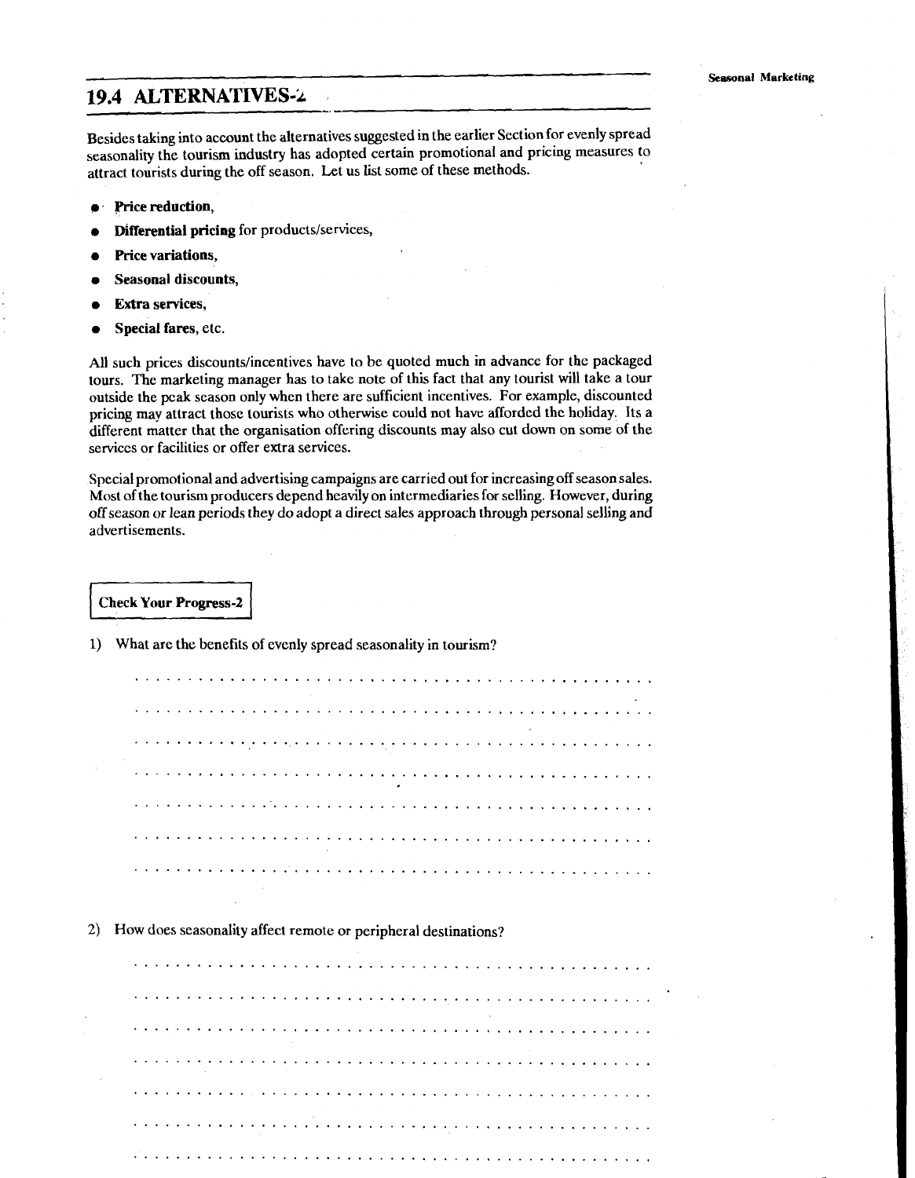## 19.4 ALTERNATIVES-2

Besides taking into account the alternatives suggested in the earlier Section for evenly spread seasonality the tourism industry has adopted certain promotional and pricing measures to attract tourists during the off season. Let us list some of these methods.

- **Price reduction**,
- **Differential pricing** for products/services,
- **Price variations**,
- **Seasonal discounts**,
- **Extra services**,
- **Special fares**, etc.

All such prices discounts/incentives have to be quoted much in advance for the packaged tours. The marketing manager has to take note of this fact that any tourist will take a tour outside the peak season only when there are sufficient incentives. For example, discounted pricing may attract those tourists who otherwise could not have afforded the holiday. Its a different matter that the organisation offering discounts may also cut down on some of the services or facilities or offer extra services.

Special promotional and advertising campaigns are carried out for increasing off season sales. Most of the tourism producers depend heavily on intermediaries for selling. However, during off season or lean periods they do adopt a direct sales approach through personal selling and advertisements.

**Check Your Progress-2**

1) What are the benefits of evenly spread seasonality in tourism?

. . . . . . . . . . . . . . . . . . . . . . . . . . . . . . . . . . . . . . . . . . . . . .

. . . . . . . . . . . . . . . . . . . . . . . . . . . . . . . . . . . . . . . . . . . . . .

. . . . . . . . . . . . . . . . . . . . . . . . . . . . . . . . . . . . . . . . . . . . . .

. . . . . . . . . . . . . . . . . . . . . . . . . . . . . . . . . . . . . . . . . . . . . .

. . . . . . . . . . . . . . . . . . . . . . . . . . . . . . . . . . . . . . . . . . . . . .

. . . . . . . . . . . . . . . . . . . . . . . . . . . . . . . . . . . . . . . . . . . . . .

. . . . . . . . . . . . . . . . . . . . . . . . . . . . . . . . . . . . . . . . . . . . . .

2) How does seasonality affect remote or peripheral destinations?

. . . . . . . . . . . . . . . . . . . . . . . . . . . . . . . . . . . . . . . . . . . . . .

. . . . . . . . . . . . . . . . . . . . . . . . . . . . . . . . . . . . . . . . . . . . . .

. . . . . . . . . . . . . . . . . . . . . . . . . . . . . . . . . . . . . . . . . . . . . .

. . . . . . . . . . . . . . . . . . . . . . . . . . . . . . . . . . . . . . . . . . . . . .

. . . . . . . . . . . . . . . . . . . . . . . . . . . . . . . . . . . . . . . . . . . . . .

. . . . . . . . . . . . . . . . . . . . . . . . . . . . . . . . . . . . . . . . . . . . . .

. . . . . . . . . . . . . . . . . . . . . . . . . . . . . . . . . . . . . . . . . . . . . .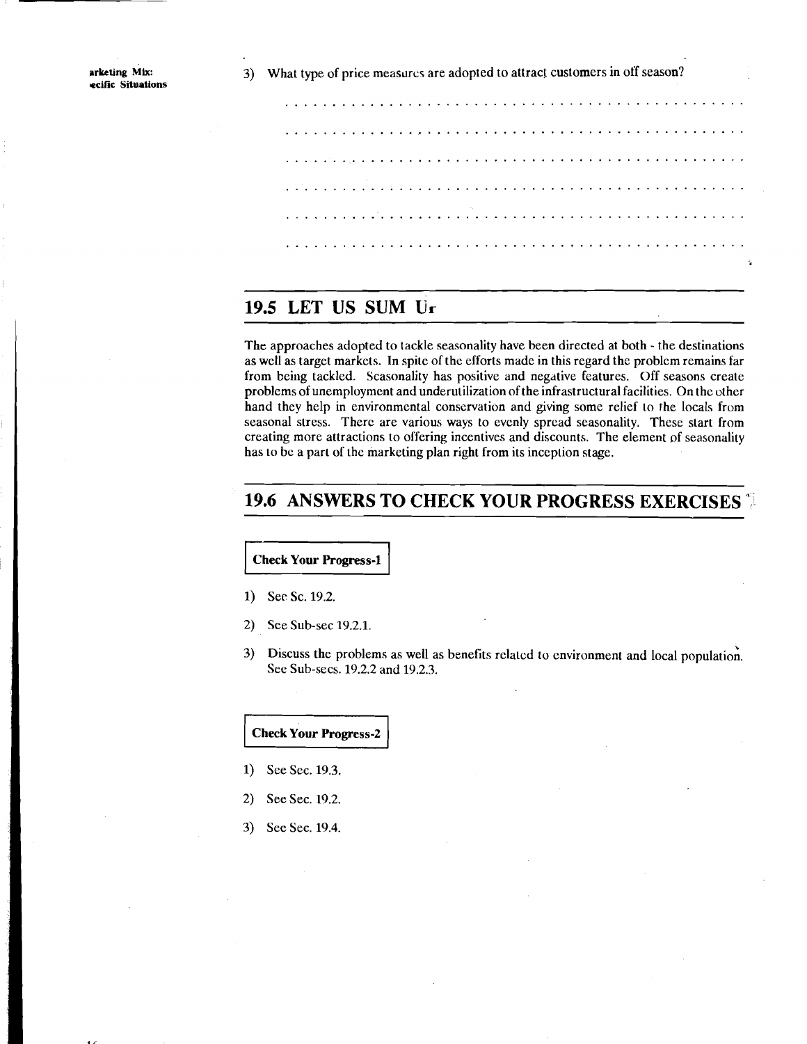3) What type of price measures are adopted to attract customers in off season?

## 19.5 LET US SUM UP

The approaches adopted to tackle seasonality have been directed at both - the destinations as well as target markets. In spite of the efforts made in this regard the problem remains far from being tackled. Seasonality has positive and negative features. Off seasons create problems of unemployment and underutilization of the infrastructural facilities. On the other hand they help in environmental conservation and giving some relief to the locals from seasonal stress. There are various ways to evenly spread seasonality. These start from creating more attractions to offering incentives and discounts. The element of seasonality has to be a part of the marketing plan right from its inception stage.

## 19.6 ANSWERS TO CHECK YOUR PROGRESS EXERCISES

**Check Your Progress-1**

1) See Sc. 19.2.

2) See Sub-sec 19.2.1.

3) Discuss the problems as well as benefits related to environment and local population. See Sub-secs. 19.2.2 and 19.2.3.

**Check Your Progress-2**

1) See Sec. 19.3.

2) See Sec. 19.2.

3) See Sec. 19.4.